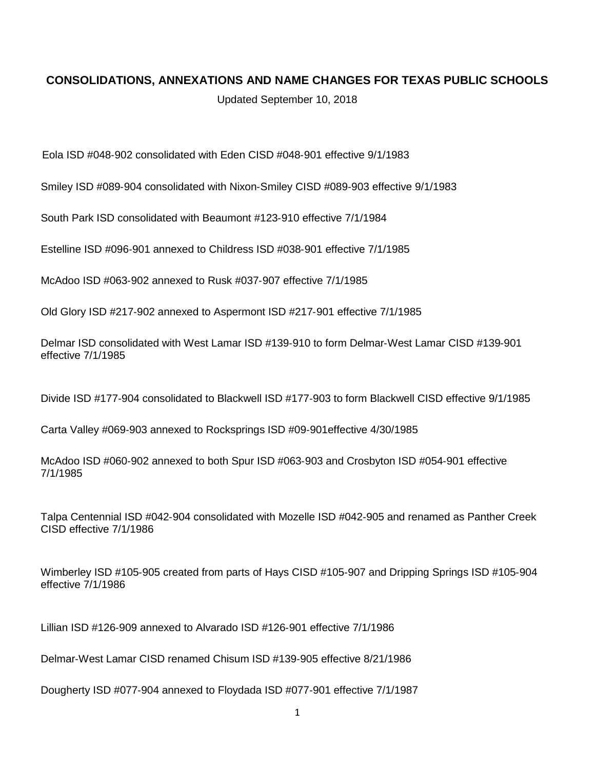# CONSOLIDATIONS, ANNEXATIONS AND NAME CHANGES FOR TEXAS PUBLIC SCHOOLS

Updated September 10, 2018

Eola ISD #048-902 consolidated with Eden CISD #048-901 effective 9/1/1983

Smiley ISD #089-904 consolidated with Nixon-Smiley CISD #089-903 effective 9/1/1983

South Park ISD consolidated with Beaumont #123-910 effective 7/1/1984

Estelline ISD #096-901 annexed to Childress ISD #038-901 effective 7/1/1985

McAdoo ISD #063-902 annexed to Rusk #037-907 effective 7/1/1985

Old Glory ISD #217-902 annexed to Aspermont ISD #217-901 effective 7/1/1985

Delmar ISD consolidated with West Lamar ISD #139-910 to form Delmar-West Lamar CISD #139-901 effective 7/1/1985

Divide ISD #177-904 consolidated to Blackwell ISD #177-903 to form Blackwell CISD effective 9/1/1985

Carta Valley #069-903 annexed to Rocksprings ISD #09-901effective 4/30/1985

McAdoo ISD #060-902 annexed to both Spur ISD #063-903 and Crosbyton ISD #054-901 effective 7/1/1985

Talpa Centennial ISD #042-904 consolidated with Mozelle ISD #042-905 and renamed as Panther Creek CISD effective 7/1/1986

Wimberley ISD #105-905 created from parts of Hays CISD #105-907 and Dripping Springs ISD #105-904 effective 7/1/1986

Lillian ISD #126-909 annexed to Alvarado ISD #126-901 effective 7/1/1986

Delmar-West Lamar CISD renamed Chisum ISD #139-905 effective 8/21/1986

Dougherty ISD #077-904 annexed to Floydada ISD #077-901 effective 7/1/1987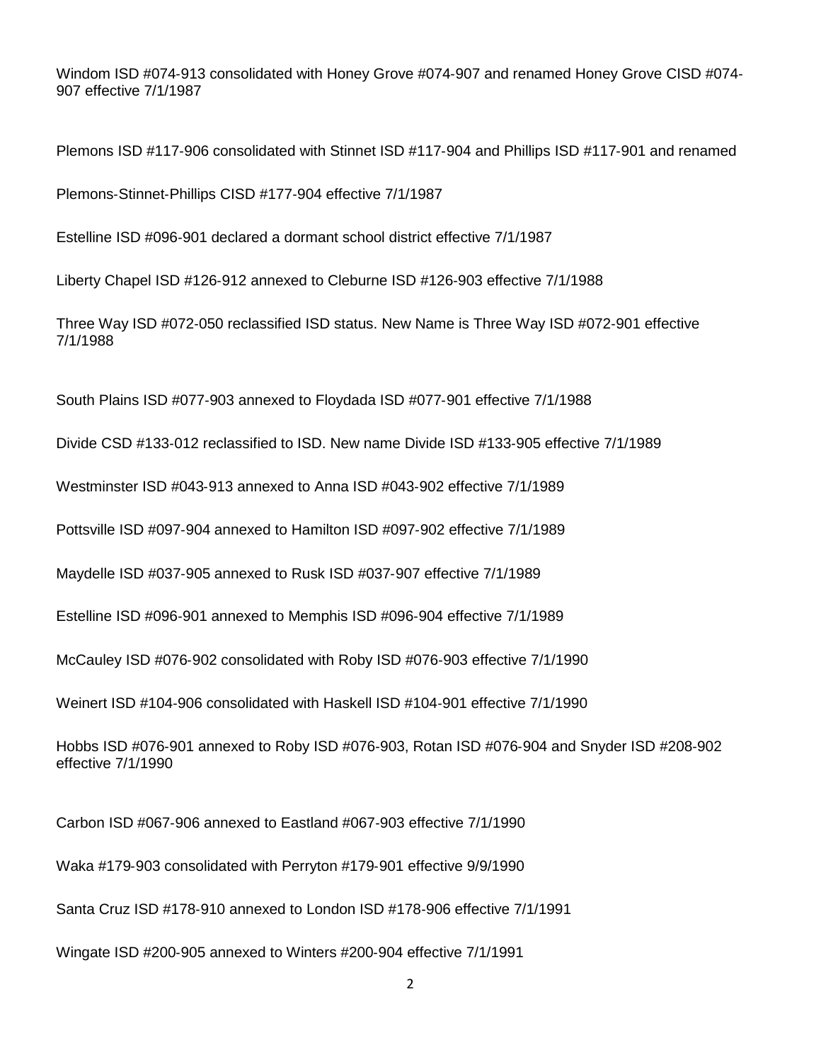Windom ISD #074-913 consolidated with Honey Grove #074-907 and renamed Honey Grove CISD #074-907 effective 7/1/1987

Plemons ISD #117-906 consolidated with Stinnet ISD #117-904 and Phillips ISD #117-901 and renamed

Plemons-Stinnet-Phillips CISD #177-904 effective 7/1/1987

Estelline ISD #096-901 declared a dormant school district effective 7/1/1987

Liberty Chapel ISD #126-912 annexed to Cleburne ISD #126-903 effective 7/1/1988

Three Way ISD #072-050 reclassified ISD status. New Name is Three Way ISD #072-901 effective 7/1/1988

South Plains ISD #077-903 annexed to Floydada ISD #077-901 effective 7/1/1988

Divide CSD #133-012 reclassified to ISD. New name Divide ISD #133-905 effective 7/1/1989

Westminster ISD #043-913 annexed to Anna ISD #043-902 effective 7/1/1989

Pottsville ISD #097-904 annexed to Hamilton ISD #097-902 effective 7/1/1989

Maydelle ISD #037-905 annexed to Rusk ISD #037-907 effective 7/1/1989

Estelline ISD #096-901 annexed to Memphis ISD #096-904 effective 7/1/1989

McCauley ISD #076-902 consolidated with Roby ISD #076-903 effective 7/1/1990

Weinert ISD #104-906 consolidated with Haskell ISD #104-901 effective 7/1/1990

Hobbs ISD #076-901 annexed to Roby ISD #076-903, Rotan ISD #076-904 and Snyder ISD #208-902 effective 7/1/1990

Carbon ISD #067-906 annexed to Eastland #067-903 effective 7/1/1990

Waka #179-903 consolidated with Perryton #179-901 effective 9/9/1990

Santa Cruz ISD #178-910 annexed to London ISD #178-906 effective 7/1/1991

Wingate ISD #200-905 annexed to Winters #200-904 effective 7/1/1991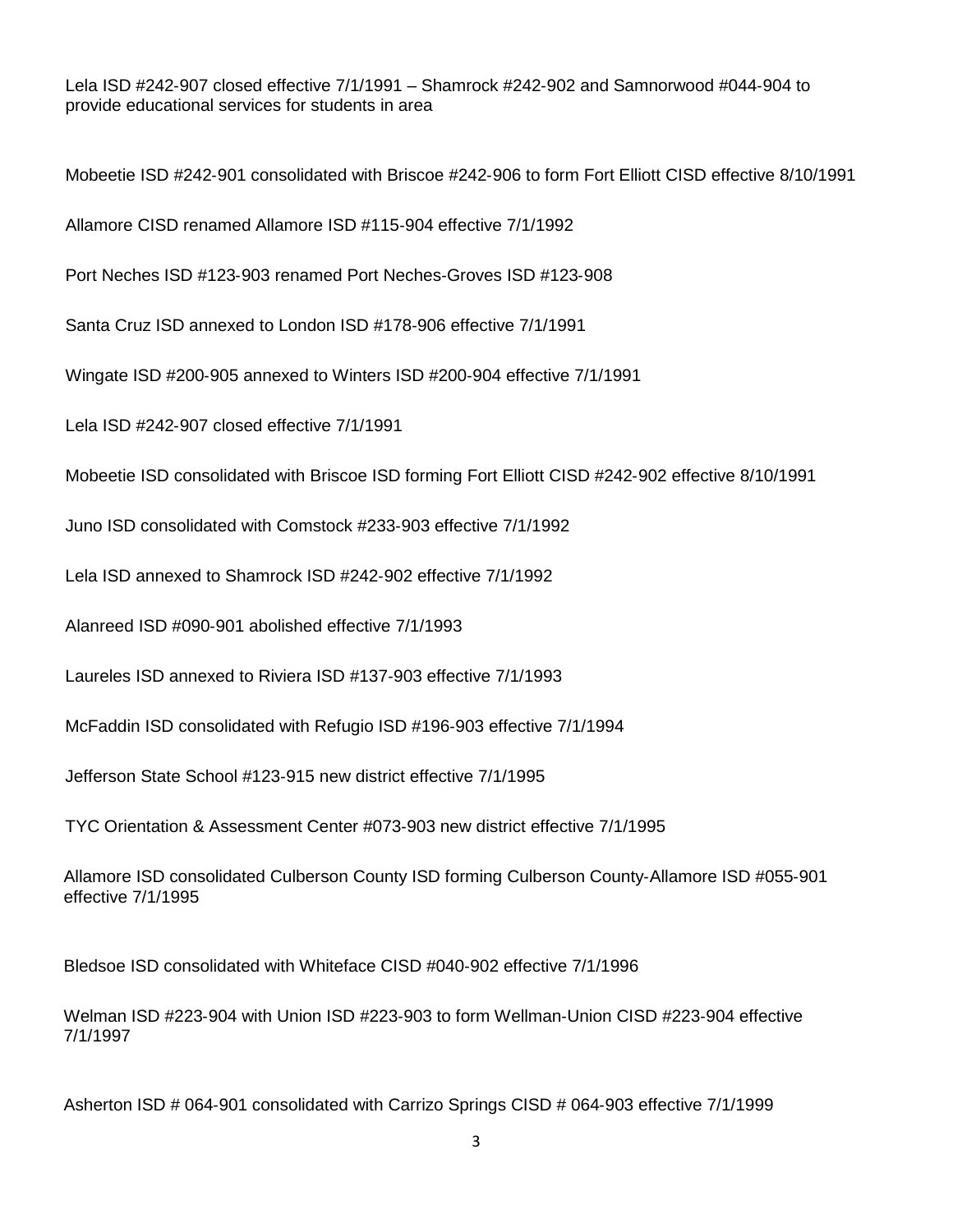Lela ISD #242-907 closed effective 7/1/1991 – Shamrock #242-902 and Samnorwood #044-904 to provide educational services for students in area

Mobeetie ISD #242-901 consolidated with Briscoe #242-906 to form Fort Elliott CISD effective 8/10/1991

Allamore CISD renamed Allamore ISD #115-904 effective 7/1/1992

Port Neches ISD #123-903 renamed Port Neches-Groves ISD #123-908

Santa Cruz ISD annexed to London ISD #178-906 effective 7/1/1991

Wingate ISD #200-905 annexed to Winters ISD #200-904 effective 7/1/1991

Lela ISD #242-907 closed effective 7/1/1991

Mobeetie ISD consolidated with Briscoe ISD forming Fort Elliott CISD #242-902 effective 8/10/1991

Juno ISD consolidated with Comstock #233-903 effective 7/1/1992

Lela ISD annexed to Shamrock ISD #242-902 effective 7/1/1992

Alanreed ISD #090-901 abolished effective 7/1/1993

Laureles ISD annexed to Riviera ISD #137-903 effective 7/1/1993

McFaddin ISD consolidated with Refugio ISD #196-903 effective 7/1/1994

Jefferson State School #123-915 new district effective 7/1/1995

TYC Orientation & Assessment Center #073-903 new district effective 7/1/1995

Allamore ISD consolidated Culberson County ISD forming Culberson County-Allamore ISD #055-901 effective 7/1/1995

Bledsoe ISD consolidated with Whiteface CISD #040-902 effective 7/1/1996

Welman ISD #223-904 with Union ISD #223-903 to form Wellman-Union CISD #223-904 effective 7/1/1997

Asherton ISD # 064-901 consolidated with Carrizo Springs CISD # 064-903 effective 7/1/1999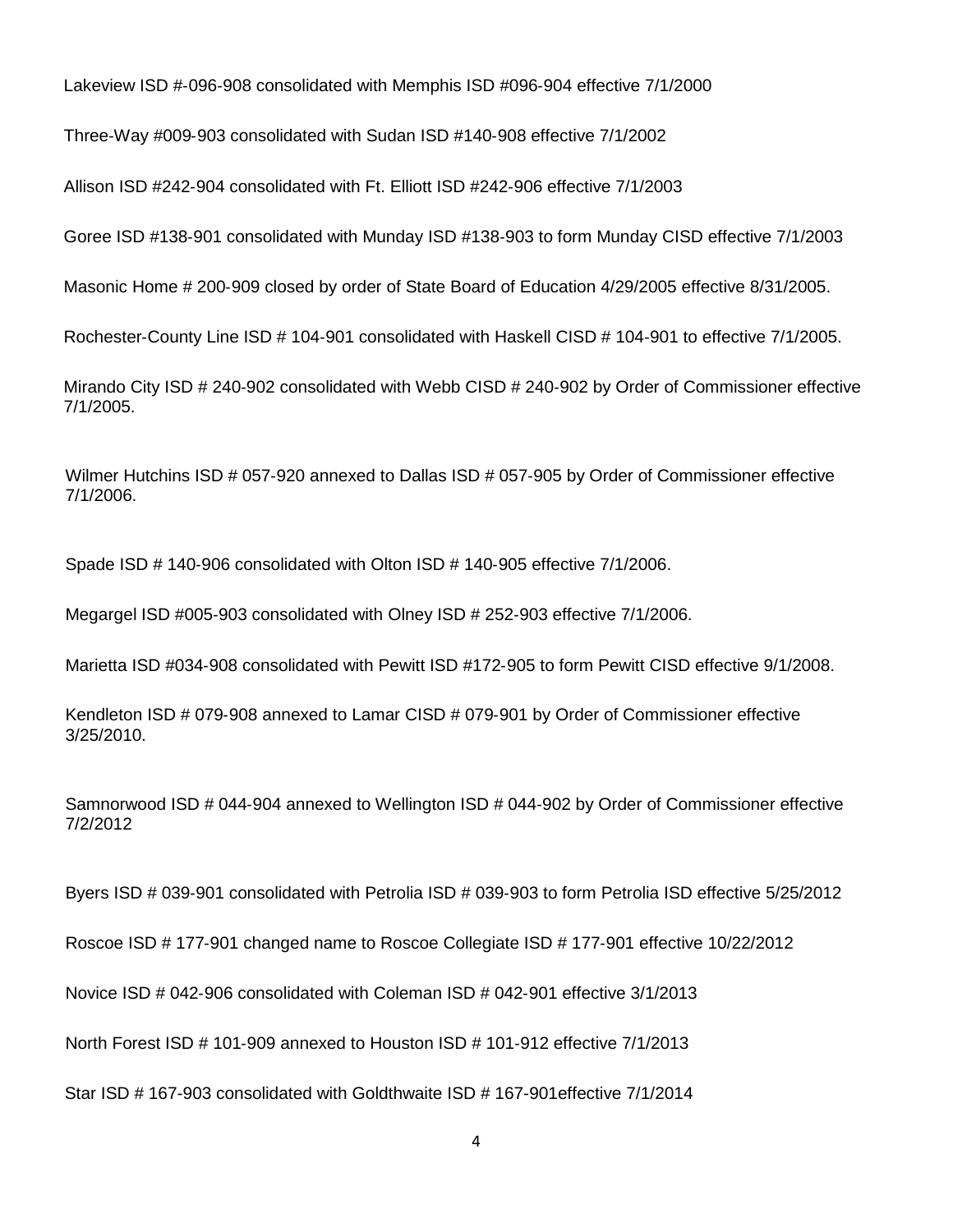Lakeview ISD #-096-908 consolidated with Memphis ISD #096-904 effective 7/1/2000

Three-Way #009-903 consolidated with Sudan ISD #140-908 effective 7/1/2002

Allison ISD #242-904 consolidated with Ft. Elliott ISD #242-906 effective 7/1/2003

Goree ISD #138-901 consolidated with Munday ISD #138-903 to form Munday CISD effective 7/1/2003

Masonic Home # 200-909 closed by order of State Board of Education 4/29/2005 effective 8/31/2005.

Rochester-County Line ISD # 104-901 consolidated with Haskell CISD # 104-901 to effective 7/1/2005.

Mirando City ISD # 240-902 consolidated with Webb CISD # 240-902 by Order of Commissioner effective 7/1/2005.

Wilmer Hutchins ISD # 057-920 annexed to Dallas ISD # 057-905 by Order of Commissioner effective 7/1/2006.

Spade ISD # 140-906 consolidated with Olton ISD # 140-905 effective 7/1/2006.

Megargel ISD #005-903 consolidated with Olney ISD # 252-903 effective 7/1/2006.

Marietta ISD #034-908 consolidated with Pewitt ISD #172-905 to form Pewitt CISD effective 9/1/2008.

Kendleton ISD # 079-908 annexed to Lamar CISD # 079-901 by Order of Commissioner effective 3/25/2010.

Samnorwood ISD # 044-904 annexed to Wellington ISD # 044-902 by Order of Commissioner effective 7/2/2012

Byers ISD # 039-901 consolidated with Petrolia ISD # 039-903 to form Petrolia ISD effective 5/25/2012

Roscoe ISD # 177-901 changed name to Roscoe Collegiate ISD # 177-901 effective 10/22/2012

Novice ISD # 042-906 consolidated with Coleman ISD # 042-901 effective 3/1/2013

North Forest ISD # 101-909 annexed to Houston ISD # 101-912 effective 7/1/2013

Star ISD # 167-903 consolidated with Goldthwaite ISD # 167-901effective 7/1/2014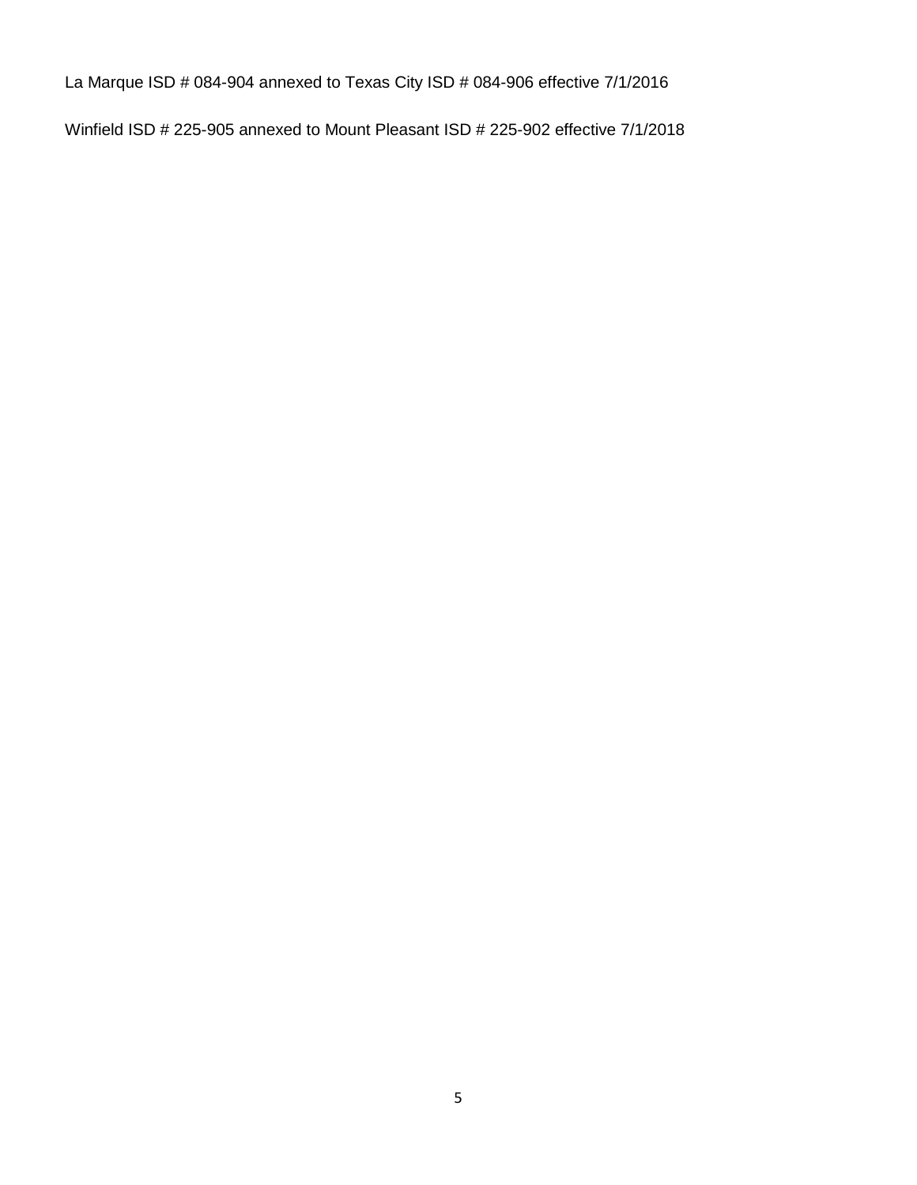La Marque ISD # 084-904 annexed to Texas City ISD # 084-906 effective 7/1/2016

Winfield ISD # 225-905 annexed to Mount Pleasant ISD # 225-902 effective 7/1/2018